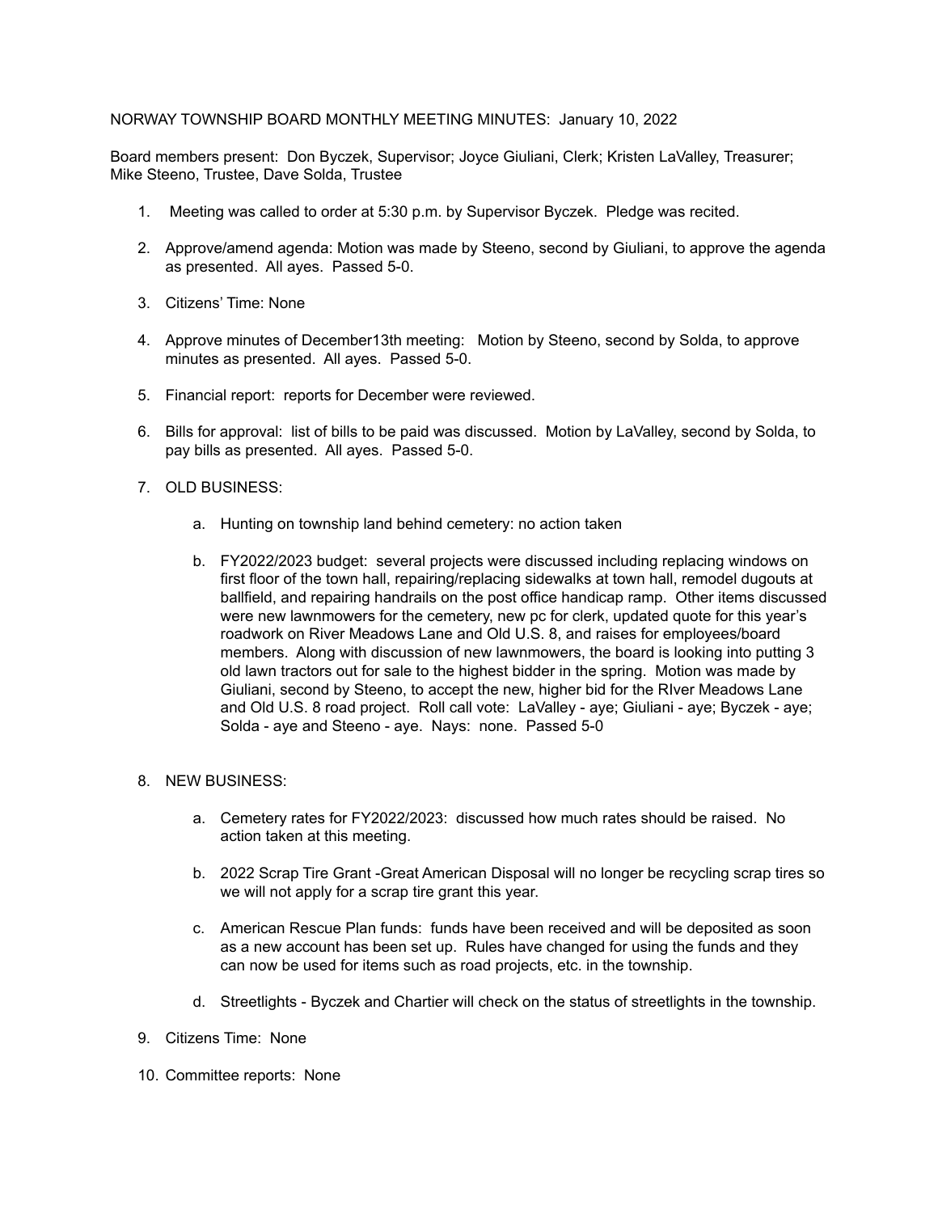NORWAY TOWNSHIP BOARD MONTHLY MEETING MINUTES: January 10, 2022

Board members present: Don Byczek, Supervisor; Joyce Giuliani, Clerk; Kristen LaValley, Treasurer; Mike Steeno, Trustee, Dave Solda, Trustee

1. Meeting was called to order at 5:30 p.m. by Supervisor Byczek. Pledge was recited.

2. Approve/amend agenda: Motion was made by Steeno, second by Giuliani, to approve the agenda as presented. All ayes. Passed 5-0.

3. Citizens' Time: None

4. Approve minutes of December13th meeting: Motion by Steeno, second by Solda, to approve minutes as presented. All ayes. Passed 5-0.

5. Financial report: reports for December were reviewed.

6. Bills for approval: list of bills to be paid was discussed. Motion by LaValley, second by Solda, to pay bills as presented. All ayes. Passed 5-0.

7. OLD BUSINESS:

   a. Hunting on township land behind cemetery: no action taken

   b. FY2022/2023 budget: several projects were discussed including replacing windows on first floor of the town hall, repairing/replacing sidewalks at town hall, remodel dugouts at ballfield, and repairing handrails on the post office handicap ramp. Other items discussed were new lawnmowers for the cemetery, new pc for clerk, updated quote for this year's roadwork on River Meadows Lane and Old U.S. 8, and raises for employees/board members. Along with discussion of new lawnmowers, the board is looking into putting 3 old lawn tractors out for sale to the highest bidder in the spring. Motion was made by Giuliani, second by Steeno, to accept the new, higher bid for the RIver Meadows Lane and Old U.S. 8 road project. Roll call vote: LaValley - aye; Giuliani - aye; Byczek - aye; Solda - aye and Steeno - aye. Nays: none. Passed 5-0

8. NEW BUSINESS:

   a. Cemetery rates for FY2022/2023: discussed how much rates should be raised. No action taken at this meeting.

   b. 2022 Scrap Tire Grant -Great American Disposal will no longer be recycling scrap tires so we will not apply for a scrap tire grant this year.

   c. American Rescue Plan funds: funds have been received and will be deposited as soon as a new account has been set up. Rules have changed for using the funds and they can now be used for items such as road projects, etc. in the township.

   d. Streetlights - Byczek and Chartier will check on the status of streetlights in the township.

9. Citizens Time: None

10. Committee reports: None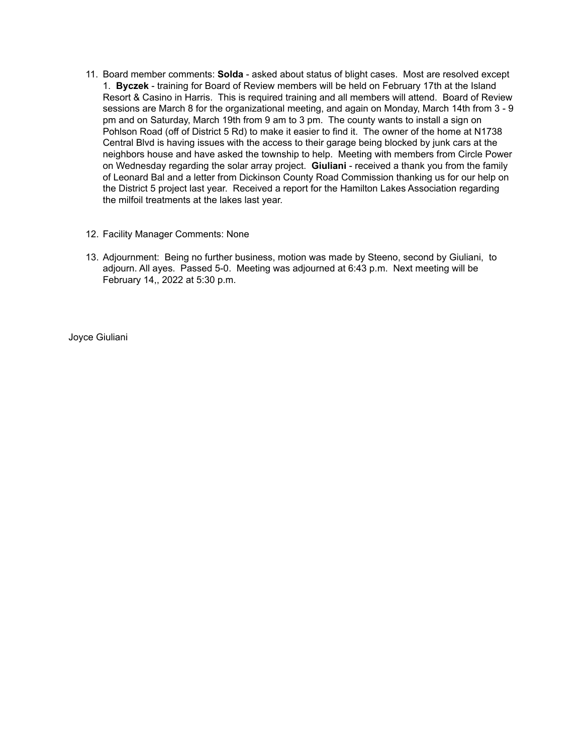11. Board member comments: **Solda** - asked about status of blight cases. Most are resolved except 1. **Byczek** - training for Board of Review members will be held on February 17th at the Island Resort & Casino in Harris. This is required training and all members will attend. Board of Review sessions are March 8 for the organizational meeting, and again on Monday, March 14th from 3 - 9 pm and on Saturday, March 19th from 9 am to 3 pm. The county wants to install a sign on Pohlson Road (off of District 5 Rd) to make it easier to find it. The owner of the home at N1738 Central Blvd is having issues with the access to their garage being blocked by junk cars at the neighbors house and have asked the township to help. Meeting with members from Circle Power on Wednesday regarding the solar array project. **Giuliani** - received a thank you from the family of Leonard Bal and a letter from Dickinson County Road Commission thanking us for our help on the District 5 project last year. Received a report for the Hamilton Lakes Association regarding the milfoil treatments at the lakes last year.

12. Facility Manager Comments: None

13. Adjournment: Being no further business, motion was made by Steeno, second by Giuliani, to adjourn. All ayes. Passed 5-0. Meeting was adjourned at 6:43 p.m. Next meeting will be February 14,, 2022 at 5:30 p.m.

Joyce Giuliani